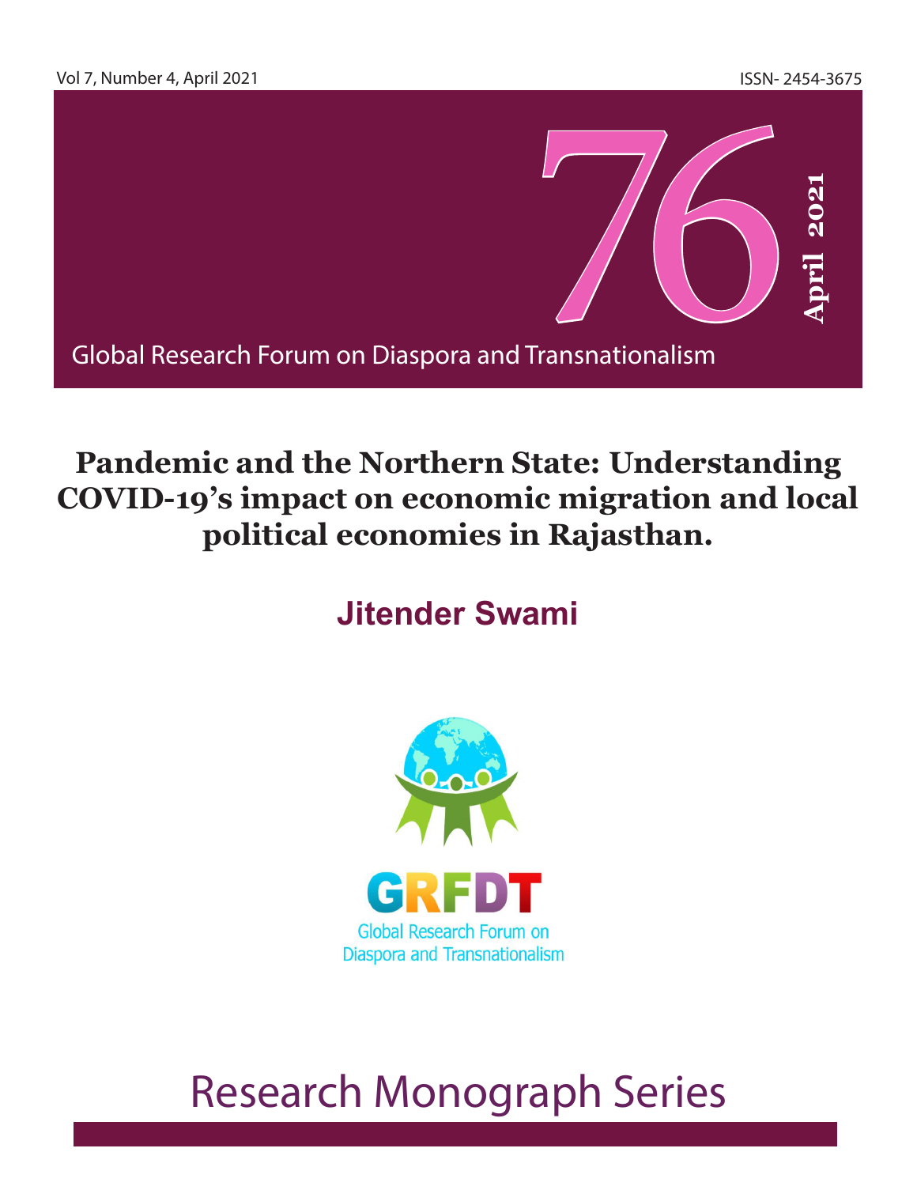Vol 7, Number 4, April 2021

ISSN- 2454-3675

76

April 2021

Global Research Forum on Diaspora and Transnationalism

# Pandemic and the Northern State: Understanding COVID-19's impact on economic migration and local political economies in Rajasthan.

## Jitender Swami

GRFDT

Global Research Forum on Diaspora and Transnationalism

Research Monograph Series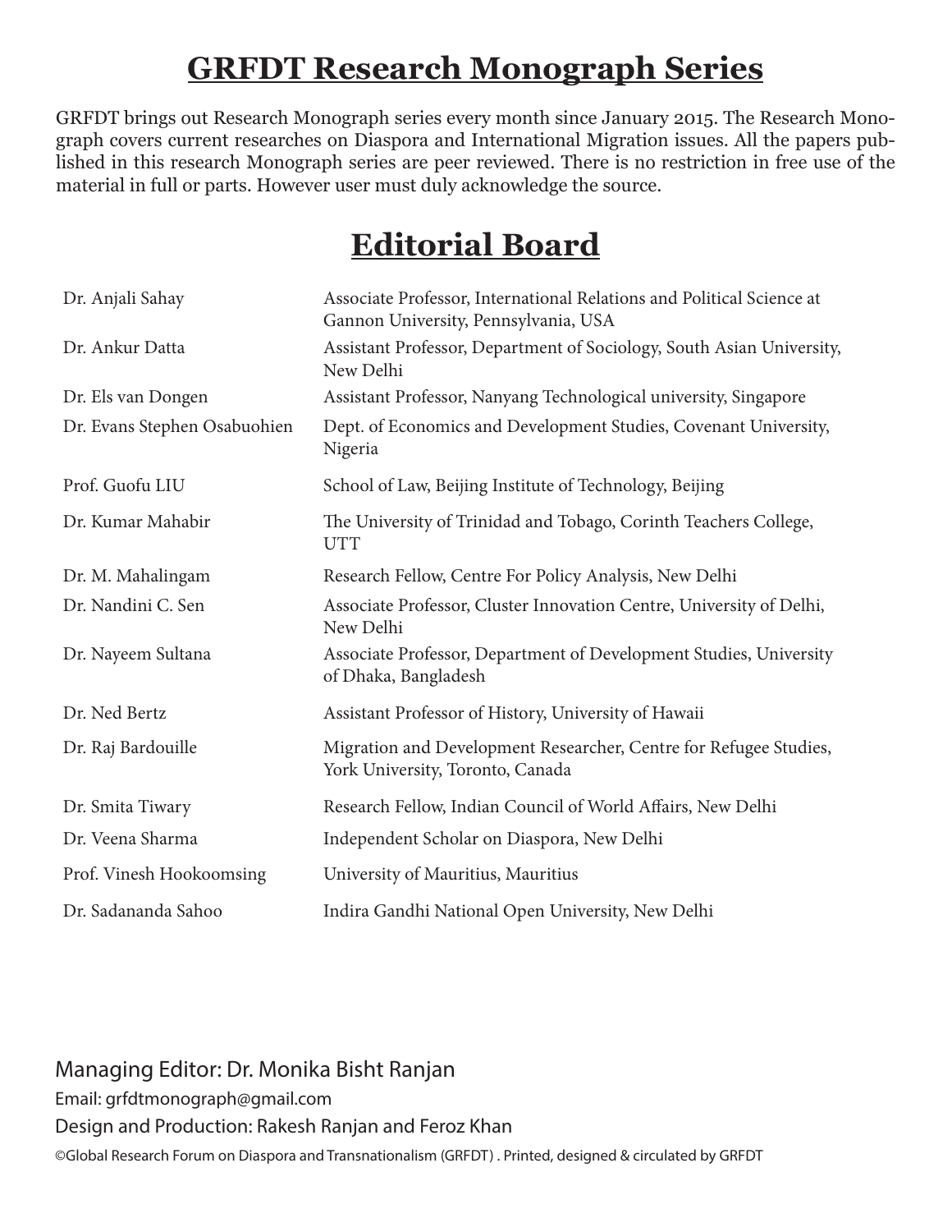# GRFDT Research Monograph Series

GRFDT brings out Research Monograph series every month since January 2015. The Research Monograph covers current researches on Diaspora and International Migration issues. All the papers published in this research Monograph series are peer reviewed. There is no restriction in free use of the material in full or parts. However user must duly acknowledge the source.

# Editorial Board

| | |
|---|---|
| Dr. Anjali Sahay | Associate Professor, International Relations and Political Science at Gannon University, Pennsylvania, USA |
| Dr. Ankur Datta | Assistant Professor, Department of Sociology, South Asian University, New Delhi |
| Dr. Els van Dongen | Assistant Professor, Nanyang Technological university, Singapore |
| Dr. Evans Stephen Osabuohien | Dept. of Economics and Development Studies, Covenant University, Nigeria |
| Prof. Guofu LIU | School of Law, Beijing Institute of Technology, Beijing |
| Dr. Kumar Mahabir | The University of Trinidad and Tobago, Corinth Teachers College, UTT |
| Dr. M. Mahalingam | Research Fellow, Centre For Policy Analysis, New Delhi |
| Dr. Nandini C. Sen | Associate Professor, Cluster Innovation Centre, University of Delhi, New Delhi |
| Dr. Nayeem Sultana | Associate Professor, Department of Development Studies, University of Dhaka, Bangladesh |
| Dr. Ned Bertz | Assistant Professor of History, University of Hawaii |
| Dr. Raj Bardouille | Migration and Development Researcher, Centre for Refugee Studies, York University, Toronto, Canada |
| Dr. Smita Tiwary | Research Fellow, Indian Council of World Affairs, New Delhi |
| Dr. Veena Sharma | Independent Scholar on Diaspora, New Delhi |
| Prof. Vinesh Hookoomsing | University of Mauritius, Mauritius |
| Dr. Sadananda Sahoo | Indira Gandhi National Open University, New Delhi |

Managing Editor: Dr. Monika Bisht Ranjan

Email: grfdtmonograph@gmail.com

Design and Production: Rakesh Ranjan and Feroz Khan

©Global Research Forum on Diaspora and Transnationalism (GRFDT) . Printed, designed & circulated by GRFDT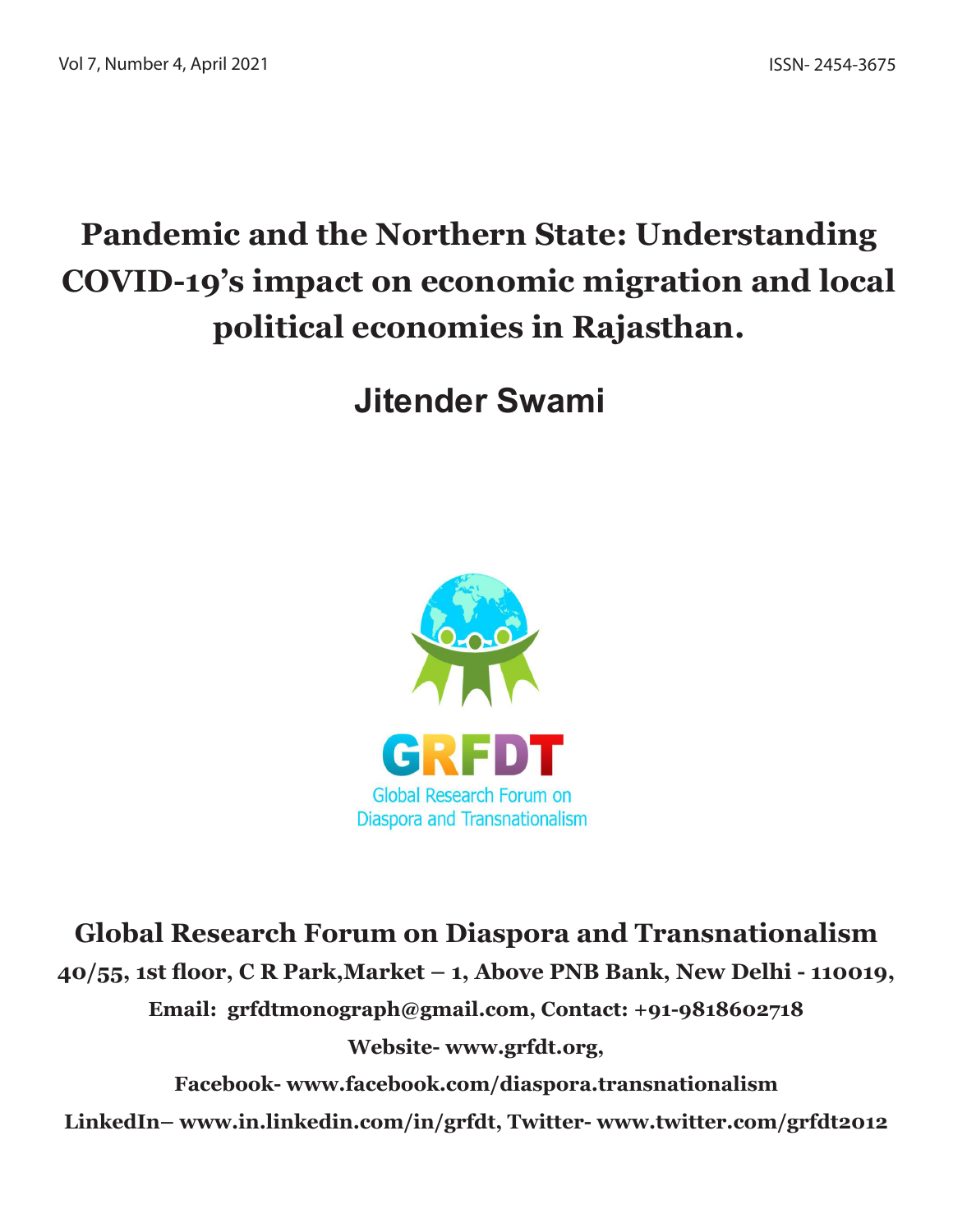# Pandemic and the Northern State: Understanding COVID-19's impact on economic migration and local political economies in Rajasthan.

## Jitender Swami

GRFDT

Global Research Forum on Diaspora and Transnationalism

**Global Research Forum on Diaspora and Transnationalism**

**40/55, 1st floor, C R Park,Market – 1, Above PNB Bank, New Delhi - 110019,**

**Email: grfdtmonograph@gmail.com, Contact: +91-9818602718**

**Website- www.grfdt.org,**

**Facebook- www.facebook.com/diaspora.transnationalism**

**LinkedIn– www.in.linkedin.com/in/grfdt, Twitter- www.twitter.com/grfdt2012**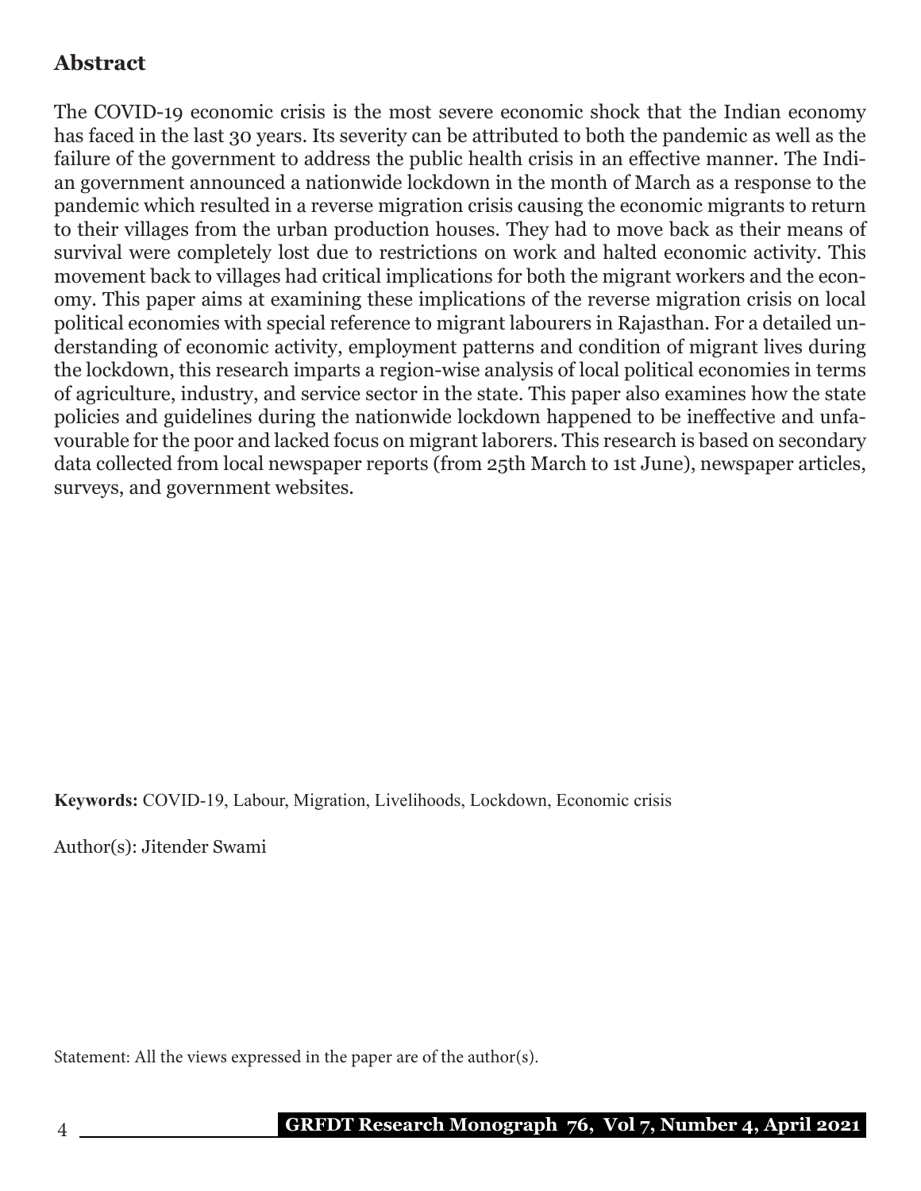## Abstract

The COVID-19 economic crisis is the most severe economic shock that the Indian economy has faced in the last 30 years. Its severity can be attributed to both the pandemic as well as the failure of the government to address the public health crisis in an effective manner. The Indian government announced a nationwide lockdown in the month of March as a response to the pandemic which resulted in a reverse migration crisis causing the economic migrants to return to their villages from the urban production houses. They had to move back as their means of survival were completely lost due to restrictions on work and halted economic activity. This movement back to villages had critical implications for both the migrant workers and the economy. This paper aims at examining these implications of the reverse migration crisis on local political economies with special reference to migrant labourers in Rajasthan. For a detailed understanding of economic activity, employment patterns and condition of migrant lives during the lockdown, this research imparts a region-wise analysis of local political economies in terms of agriculture, industry, and service sector in the state. This paper also examines how the state policies and guidelines during the nationwide lockdown happened to be ineffective and unfavourable for the poor and lacked focus on migrant laborers. This research is based on secondary data collected from local newspaper reports (from 25th March to 1st June), newspaper articles, surveys, and government websites.

**Keywords:** COVID-19, Labour, Migration, Livelihoods, Lockdown, Economic crisis

Author(s): Jitender Swami

Statement: All the views expressed in the paper are of the author(s).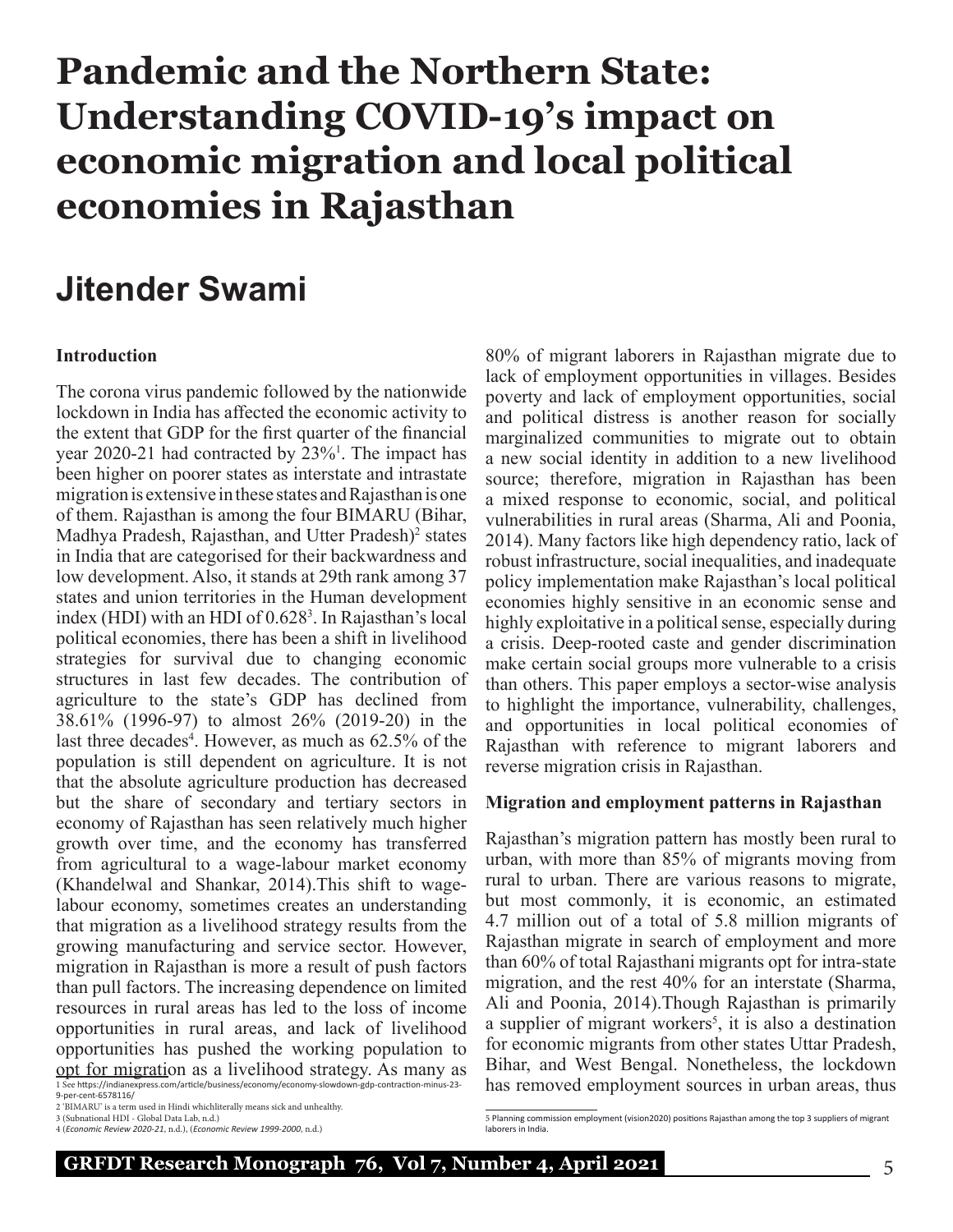# Pandemic and the Northern State: Understanding COVID-19's impact on economic migration and local political economies in Rajasthan

## Jitender Swami

### Introduction

The corona virus pandemic followed by the nationwide lockdown in India has affected the economic activity to the extent that GDP for the first quarter of the financial year 2020-21 had contracted by 23%[1]. The impact has been higher on poorer states as interstate and intrastate migration is extensive in these states and Rajasthan is one of them. Rajasthan is among the four BIMARU (Bihar, Madhya Pradesh, Rajasthan, and Utter Pradesh)[2] states in India that are categorised for their backwardness and low development. Also, it stands at 29th rank among 37 states and union territories in the Human development index (HDI) with an HDI of 0.628[3]. In Rajasthan's local political economies, there has been a shift in livelihood strategies for survival due to changing economic structures in last few decades. The contribution of agriculture to the state's GDP has declined from 38.61% (1996-97) to almost 26% (2019-20) in the last three decades[4]. However, as much as 62.5% of the population is still dependent on agriculture. It is not that the absolute agriculture production has decreased but the share of secondary and tertiary sectors in economy of Rajasthan has seen relatively much higher growth over time, and the economy has transferred from agricultural to a wage-labour market economy (Khandelwal and Shankar, 2014).This shift to wage-labour economy, sometimes creates an understanding that migration as a livelihood strategy results from the growing manufacturing and service sector. However, migration in Rajasthan is more a result of push factors than pull factors. The increasing dependence on limited resources in rural areas has led to the loss of income opportunities in rural areas, and lack of livelihood opportunities has pushed the working population to opt for migration as a livelihood strategy. As many as 80% of migrant laborers in Rajasthan migrate due to lack of employment opportunities in villages. Besides poverty and lack of employment opportunities, social and political distress is another reason for socially marginalized communities to migrate out to obtain a new social identity in addition to a new livelihood source; therefore, migration in Rajasthan has been a mixed response to economic, social, and political vulnerabilities in rural areas (Sharma, Ali and Poonia, 2014). Many factors like high dependency ratio, lack of robust infrastructure, social inequalities, and inadequate policy implementation make Rajasthan's local political economies highly sensitive in an economic sense and highly exploitative in a political sense, especially during a crisis. Deep-rooted caste and gender discrimination make certain social groups more vulnerable to a crisis than others. This paper employs a sector-wise analysis to highlight the importance, vulnerability, challenges, and opportunities in local political economies of Rajasthan with reference to migrant laborers and reverse migration crisis in Rajasthan.

### Migration and employment patterns in Rajasthan

Rajasthan's migration pattern has mostly been rural to urban, with more than 85% of migrants moving from rural to urban. There are various reasons to migrate, but most commonly, it is economic, an estimated 4.7 million out of a total of 5.8 million migrants of Rajasthan migrate in search of employment and more than 60% of total Rajasthani migrants opt for intra-state migration, and the rest 40% for an interstate (Sharma, Ali and Poonia, 2014).Though Rajasthan is primarily a supplier of migrant workers[5], it is also a destination for economic migrants from other states Uttar Pradesh, Bihar, and West Bengal. Nonetheless, the lockdown has removed employment sources in urban areas, thus

---

1 See https://indianexpress.com/article/business/economy/economy-slowdown-gdp-contraction-minus-23-9-per-cent-6578116/

2 'BIMARU' is a term used in Hindi whichliterally means sick and unhealthy.

3 (Subnational HDI - Global Data Lab, n.d.)

4 (*Economic Review 2020-21*, n.d.), (*Economic Review 1999-2000*, n.d.)

5 Planning commission employment (vision2020) positions Rajasthan among the top 3 suppliers of migrant laborers in India.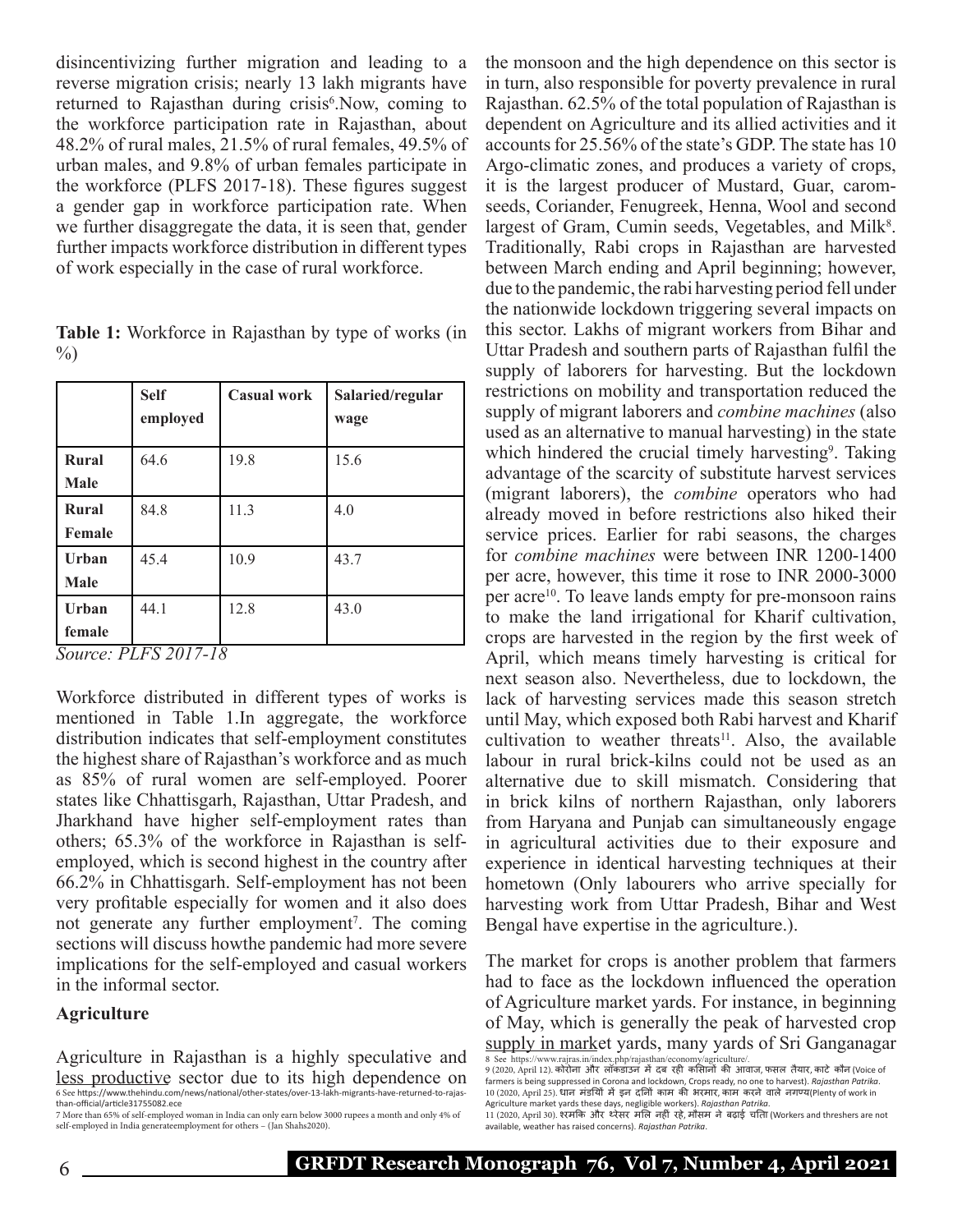disincentivizing further migration and leading to a reverse migration crisis; nearly 13 lakh migrants have returned to Rajasthan during crisis[6].Now, coming to the workforce participation rate in Rajasthan, about 48.2% of rural males, 21.5% of rural females, 49.5% of urban males, and 9.8% of urban females participate in the workforce (PLFS 2017-18). These figures suggest a gender gap in workforce participation rate. When we further disaggregate the data, it is seen that, gender further impacts workforce distribution in different types of work especially in the case of rural workforce.

**Table 1:** Workforce in Rajasthan by type of works (in %)

| | Self employed | Casual work | Salaried/regular wage |
|---|---|---|---|
| **Rural Male** | 64.6 | 19.8 | 15.6 |
| **Rural Female** | 84.8 | 11.3 | 4.0 |
| **Urban Male** | 45.4 | 10.9 | 43.7 |
| **Urban female** | 44.1 | 12.8 | 43.0 |

*Source: PLFS 2017-18*

Workforce distributed in different types of works is mentioned in Table 1.In aggregate, the workforce distribution indicates that self-employment constitutes the highest share of Rajasthan's workforce and as much as 85% of rural women are self-employed. Poorer states like Chhattisgarh, Rajasthan, Uttar Pradesh, and Jharkhand have higher self-employment rates than others; 65.3% of the workforce in Rajasthan is self-employed, which is second highest in the country after 66.2% in Chhattisgarh. Self-employment has not been very profitable especially for women and it also does not generate any further employment[7]. The coming sections will discuss howthe pandemic had more severe implications for the self-employed and casual workers in the informal sector.

**Agriculture**

Agriculture in Rajasthan is a highly speculative and less productive sector due to its high dependence on the monsoon and the high dependence on this sector is in turn, also responsible for poverty prevalence in rural Rajasthan. 62.5% of the total population of Rajasthan is dependent on Agriculture and its allied activities and it accounts for 25.56% of the state's GDP. The state has 10 Argo-climatic zones, and produces a variety of crops, it is the largest producer of Mustard, Guar, carom-seeds, Coriander, Fenugreek, Henna, Wool and second largest of Gram, Cumin seeds, Vegetables, and Milk[8]. Traditionally, Rabi crops in Rajasthan are harvested between March ending and April beginning; however, due to the pandemic, the rabi harvesting period fell under the nationwide lockdown triggering several impacts on this sector. Lakhs of migrant workers from Bihar and Uttar Pradesh and southern parts of Rajasthan fulfil the supply of laborers for harvesting. But the lockdown restrictions on mobility and transportation reduced the supply of migrant laborers and *combine machines* (also used as an alternative to manual harvesting) in the state which hindered the crucial timely harvesting[9]. Taking advantage of the scarcity of substitute harvest services (migrant laborers), the *combine* operators who had already moved in before restrictions also hiked their service prices. Earlier for rabi seasons, the charges for *combine machines* were between INR 1200-1400 per acre, however, this time it rose to INR 2000-3000 per acre[10]. To leave lands empty for pre-monsoon rains to make the land irrigational for Kharif cultivation, crops are harvested in the region by the first week of April, which means timely harvesting is critical for next season also. Nevertheless, due to lockdown, the lack of harvesting services made this season stretch until May, which exposed both Rabi harvest and Kharif cultivation to weather threats[11]. Also, the available labour in rural brick-kilns could not be used as an alternative due to skill mismatch. Considering that in brick kilns of northern Rajasthan, only laborers from Haryana and Punjab can simultaneously engage in agricultural activities due to their exposure and experience in identical harvesting techniques at their hometown (Only labourers who arrive specially for harvesting work from Uttar Pradesh, Bihar and West Bengal have expertise in the agriculture.).

The market for crops is another problem that farmers had to face as the lockdown influenced the operation of Agriculture market yards. For instance, in beginning of May, which is generally the peak of harvested crop supply in market yards, many yards of Sri Ganganagar

6 See https://www.thehindu.com/news/national/other-states/over-13-lakh-migrants-have-returned-to-rajasthan-official/article31755082.ece

7 More than 65% of self-employed woman in India can only earn below 3000 rupees a month and only 4% of self-employed in India generateemployment for others – (Jan Shahs2020).

8 See https://www.rajras.in/index.php/rajasthan/economy/agriculture/.

9 (2020, April 12). कोरोना और लॉकडाउन में दब रही किसानों की आवाज, फसल तैयार, काटे कौन (Voice of farmers is being suppressed in Corona and lockdown, Crops ready, no one to harvest). *Rajasthan Patrika*.

10 (2020, April 25). धान मंडियों में इन दिनों काम की भरमार, काम करने वाले नगण्य(Plenty of work in Agriculture market yards these days, negligible workers). *Rajasthan Patrika*.

11 (2020, April 30). श्रमिक और थ्रेसर मिल नहीं रहे, मौसम ने बढ़ाई चिंता (Workers and threshers are not available, weather has raised concerns). *Rajasthan Patrika*.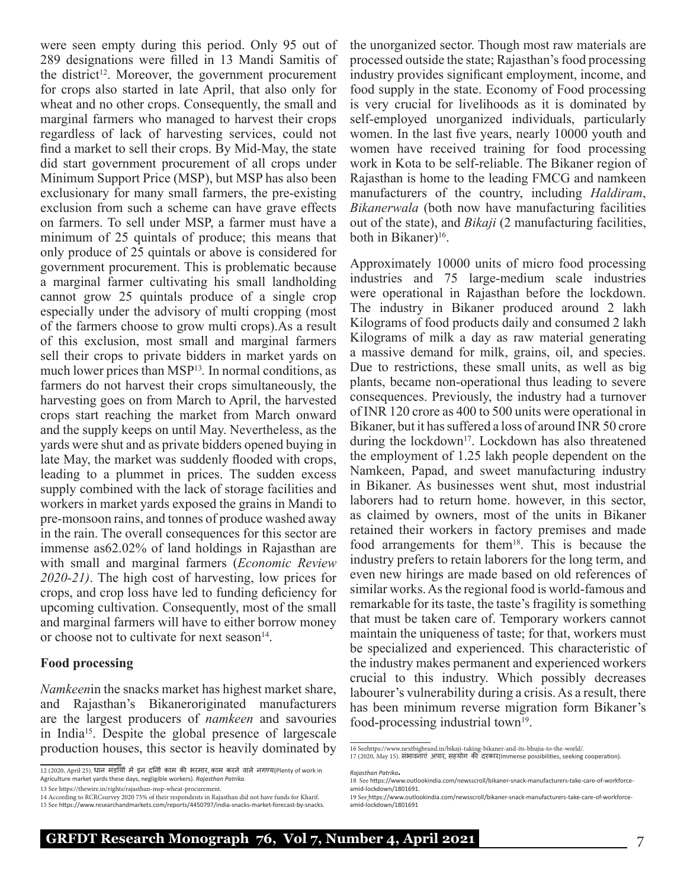were seen empty during this period. Only 95 out of 289 designations were filled in 13 Mandi Samitis of the district[12]. Moreover, the government procurement for crops also started in late April, that also only for wheat and no other crops. Consequently, the small and marginal farmers who managed to harvest their crops regardless of lack of harvesting services, could not find a market to sell their crops. By Mid-May, the state did start government procurement of all crops under Minimum Support Price (MSP), but MSP has also been exclusionary for many small farmers, the pre-existing exclusion from such a scheme can have grave effects on farmers. To sell under MSP, a farmer must have a minimum of 25 quintals of produce; this means that only produce of 25 quintals or above is considered for government procurement. This is problematic because a marginal farmer cultivating his small landholding cannot grow 25 quintals produce of a single crop especially under the advisory of multi cropping (most of the farmers choose to grow multi crops).As a result of this exclusion, most small and marginal farmers sell their crops to private bidders in market yards on much lower prices than MSP[13]. In normal conditions, as farmers do not harvest their crops simultaneously, the harvesting goes on from March to April, the harvested crops start reaching the market from March onward and the supply keeps on until May. Nevertheless, as the yards were shut and as private bidders opened buying in late May, the market was suddenly flooded with crops, leading to a plummet in prices. The sudden excess supply combined with the lack of storage facilities and workers in market yards exposed the grains in Mandi to pre-monsoon rains, and tonnes of produce washed away in the rain. The overall consequences for this sector are immense as62.02% of land holdings in Rajasthan are with small and marginal farmers (*Economic Review 2020-21)*. The high cost of harvesting, low prices for crops, and crop loss have led to funding deficiency for upcoming cultivation. Consequently, most of the small and marginal farmers will have to either borrow money or choose not to cultivate for next season[14].

**Food processing**

*Namkeen*in the snacks market has highest market share, and Rajasthan's Bikaneroriginated manufacturers are the largest producers of *namkeen* and savouries in India[15]. Despite the global presence of largescale production houses, this sector is heavily dominated by the unorganized sector. Though most raw materials are processed outside the state; Rajasthan's food processing industry provides significant employment, income, and food supply in the state. Economy of Food processing is very crucial for livelihoods as it is dominated by self-employed unorganized individuals, particularly women. In the last five years, nearly 10000 youth and women have received training for food processing work in Kota to be self-reliable. The Bikaner region of Rajasthan is home to the leading FMCG and namkeen manufacturers of the country, including *Haldiram*, *Bikanerwala* (both now have manufacturing facilities out of the state), and *Bikaji* (2 manufacturing facilities, both in Bikaner)[16].

Approximately 10000 units of micro food processing industries and 75 large-medium scale industries were operational in Rajasthan before the lockdown. The industry in Bikaner produced around 2 lakh Kilograms of food products daily and consumed 2 lakh Kilograms of milk a day as raw material generating a massive demand for milk, grains, oil, and species. Due to restrictions, these small units, as well as big plants, became non-operational thus leading to severe consequences. Previously, the industry had a turnover of INR 120 crore as 400 to 500 units were operational in Bikaner, but it has suffered a loss of around INR 50 crore during the lockdown[17]. Lockdown has also threatened the employment of 1.25 lakh people dependent on the Namkeen, Papad, and sweet manufacturing industry in Bikaner. As businesses went shut, most industrial laborers had to return home. however, in this sector, as claimed by owners, most of the units in Bikaner retained their workers in factory premises and made food arrangements for them[18]. This is because the industry prefers to retain laborers for the long term, and even new hirings are made based on old references of similar works. As the regional food is world-famous and remarkable for its taste, the taste's fragility is something that must be taken care of. Temporary workers cannot maintain the uniqueness of taste; for that, workers must be specialized and experienced. This characteristic of the industry makes permanent and experienced workers crucial to this industry. Which possibly decreases labourer's vulnerability during a crisis. As a result, there has been minimum reverse migration form Bikaner's food-processing industrial town[19].

---

12 (2020, April 25). धान मंडियों में इन दिनों काम की भरमार, काम करने वाले नगण्य(Plenty of work in Agriculture market yards these days, negligible workers). *Rajasthan Patrika*.

13 See https://thewire.in/rights/rajasthan-msp-wheat-procurement.

14 According to RCRCsurvey 2020 75% of their respondents in Rajasthan did not have funds for Kharif.

15 See https://www.researchandmarkets.com/reports/4450797/india-snacks-market-forecast-by-snacks.

16 Seehttps://www.nextbigbrand.in/bikaji-taking-bikaner-and-its-bhujia-to-the-world/.

17 (2020, May 15). संभावनाएं अपार, सहयोग की दरकार(Immense possibilities, seeking cooperation). *Rajasthan Patrika*.

18 See https://www.outlookindia.com/newsscroll/bikaner-snack-manufacturers-take-care-of-workforce-amid-lockdown/1801691.

19 See https://www.outlookindia.com/newsscroll/bikaner-snack-manufacturers-take-care-of-workforce-amid-lockdown/1801691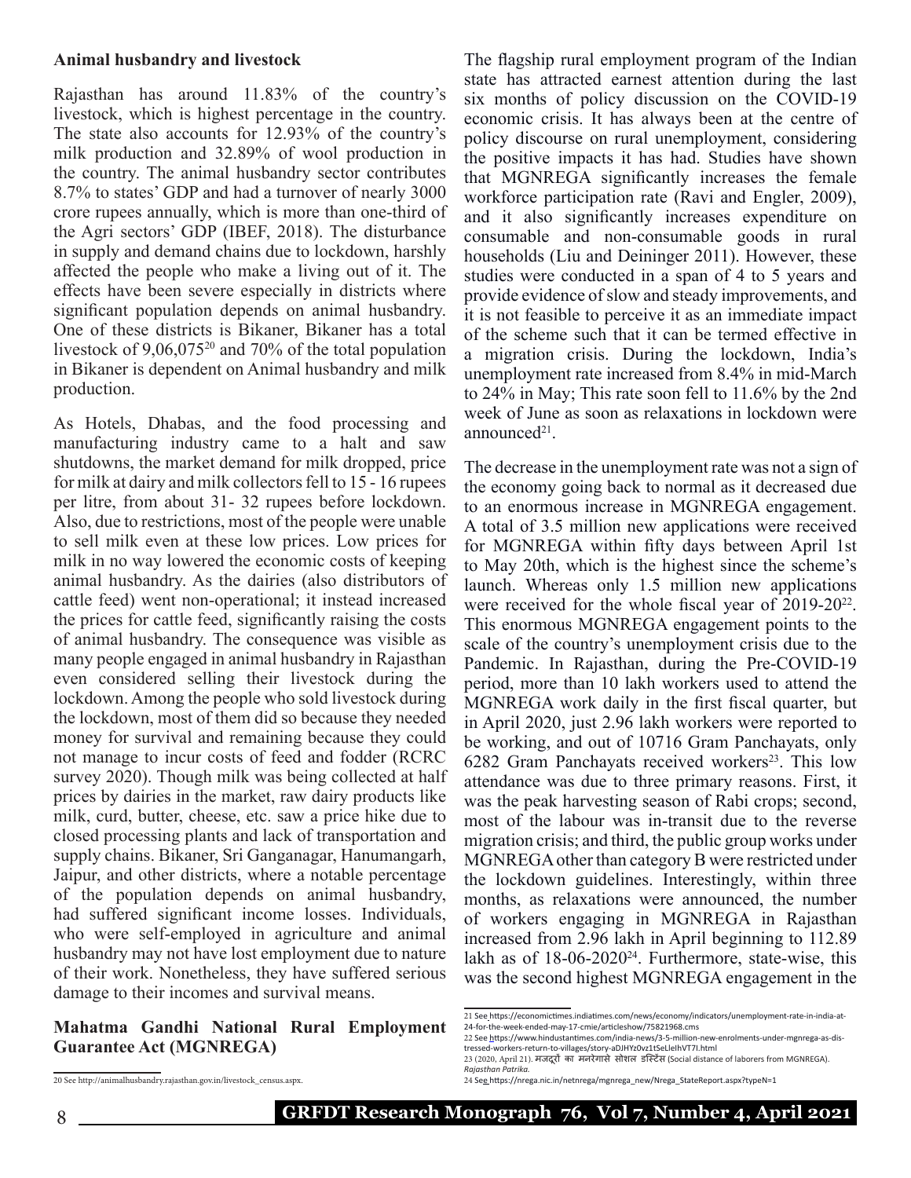### Animal husbandry and livestock

Rajasthan has around 11.83% of the country's livestock, which is highest percentage in the country. The state also accounts for 12.93% of the country's milk production and 32.89% of wool production in the country. The animal husbandry sector contributes 8.7% to states' GDP and had a turnover of nearly 3000 crore rupees annually, which is more than one-third of the Agri sectors' GDP (IBEF, 2018). The disturbance in supply and demand chains due to lockdown, harshly affected the people who make a living out of it. The effects have been severe especially in districts where significant population depends on animal husbandry. One of these districts is Bikaner, Bikaner has a total livestock of 9,06,075[20] and 70% of the total population in Bikaner is dependent on Animal husbandry and milk production.

As Hotels, Dhabas, and the food processing and manufacturing industry came to a halt and saw shutdowns, the market demand for milk dropped, price for milk at dairy and milk collectors fell to 15 - 16 rupees per litre, from about 31- 32 rupees before lockdown. Also, due to restrictions, most of the people were unable to sell milk even at these low prices. Low prices for milk in no way lowered the economic costs of keeping animal husbandry. As the dairies (also distributors of cattle feed) went non-operational; it instead increased the prices for cattle feed, significantly raising the costs of animal husbandry. The consequence was visible as many people engaged in animal husbandry in Rajasthan even considered selling their livestock during the lockdown. Among the people who sold livestock during the lockdown, most of them did so because they needed money for survival and remaining because they could not manage to incur costs of feed and fodder (RCRC survey 2020). Though milk was being collected at half prices by dairies in the market, raw dairy products like milk, curd, butter, cheese, etc. saw a price hike due to closed processing plants and lack of transportation and supply chains. Bikaner, Sri Ganganagar, Hanumangarh, Jaipur, and other districts, where a notable percentage of the population depends on animal husbandry, had suffered significant income losses. Individuals, who were self-employed in agriculture and animal husbandry may not have lost employment due to nature of their work. Nonetheless, they have suffered serious damage to their incomes and survival means.

### Mahatma Gandhi National Rural Employment Guarantee Act (MGNREGA)

The flagship rural employment program of the Indian state has attracted earnest attention during the last six months of policy discussion on the COVID-19 economic crisis. It has always been at the centre of policy discourse on rural unemployment, considering the positive impacts it has had. Studies have shown that MGNREGA significantly increases the female workforce participation rate (Ravi and Engler, 2009), and it also significantly increases expenditure on consumable and non-consumable goods in rural households (Liu and Deininger 2011). However, these studies were conducted in a span of 4 to 5 years and provide evidence of slow and steady improvements, and it is not feasible to perceive it as an immediate impact of the scheme such that it can be termed effective in a migration crisis. During the lockdown, India's unemployment rate increased from 8.4% in mid-March to 24% in May; This rate soon fell to 11.6% by the 2nd week of June as soon as relaxations in lockdown were announced[21].

The decrease in the unemployment rate was not a sign of the economy going back to normal as it decreased due to an enormous increase in MGNREGA engagement. A total of 3.5 million new applications were received for MGNREGA within fifty days between April 1st to May 20th, which is the highest since the scheme's launch. Whereas only 1.5 million new applications were received for the whole fiscal year of 2019-20[22]. This enormous MGNREGA engagement points to the scale of the country's unemployment crisis due to the Pandemic. In Rajasthan, during the Pre-COVID-19 period, more than 10 lakh workers used to attend the MGNREGA work daily in the first fiscal quarter, but in April 2020, just 2.96 lakh workers were reported to be working, and out of 10716 Gram Panchayats, only 6282 Gram Panchayats received workers[23]. This low attendance was due to three primary reasons. First, it was the peak harvesting season of Rabi crops; second, most of the labour was in-transit due to the reverse migration crisis; and third, the public group works under MGNREGA other than category B were restricted under the lockdown guidelines. Interestingly, within three months, as relaxations were announced, the number of workers engaging in MGNREGA in Rajasthan increased from 2.96 lakh in April beginning to 112.89 lakh as of 18-06-2020[24]. Furthermore, state-wise, this was the second highest MGNREGA engagement in the

---

20 See http://animalhusbandry.rajasthan.gov.in/livestock_census.aspx.

21 See https://economictimes.indiatimes.com/news/economy/indicators/unemployment-rate-in-india-at-24-for-the-week-ended-may-17-cmie/articleshow/75821968.cms

22 See https://www.hindustantimes.com/india-news/3-5-million-new-enrolments-under-mgnrega-as-distressed-workers-return-to-villages/story-aDJHYz0vz1tSeLlelhVT7I.html

23 (2020, April 21). मजदूरों का मनरेगासे सोशल डिस्टेंस (Social distance of laborers from MGNREGA). *Rajasthan Patrika.*

24 See https://nrega.nic.in/netnrega/mgnrega_new/Nrega_StateReport.aspx?typeN=1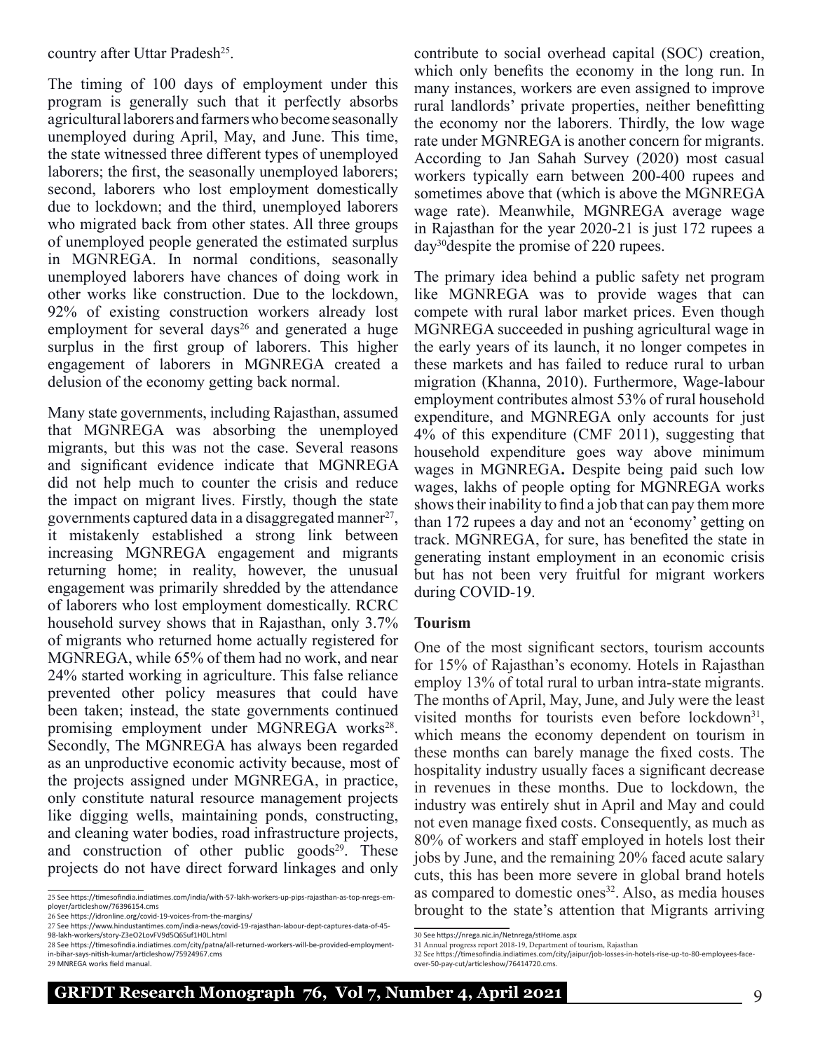country after Uttar Pradesh[25].

The timing of 100 days of employment under this program is generally such that it perfectly absorbs agricultural laborers and farmers who become seasonally unemployed during April, May, and June. This time, the state witnessed three different types of unemployed laborers; the first, the seasonally unemployed laborers; second, laborers who lost employment domestically due to lockdown; and the third, unemployed laborers who migrated back from other states. All three groups of unemployed people generated the estimated surplus in MGNREGA. In normal conditions, seasonally unemployed laborers have chances of doing work in other works like construction. Due to the lockdown, 92% of existing construction workers already lost employment for several days[26] and generated a huge surplus in the first group of laborers. This higher engagement of laborers in MGNREGA created a delusion of the economy getting back normal.

Many state governments, including Rajasthan, assumed that MGNREGA was absorbing the unemployed migrants, but this was not the case. Several reasons and significant evidence indicate that MGNREGA did not help much to counter the crisis and reduce the impact on migrant lives. Firstly, though the state governments captured data in a disaggregated manner[27], it mistakenly established a strong link between increasing MGNREGA engagement and migrants returning home; in reality, however, the unusual engagement was primarily shredded by the attendance of laborers who lost employment domestically. RCRC household survey shows that in Rajasthan, only 3.7% of migrants who returned home actually registered for MGNREGA, while 65% of them had no work, and near 24% started working in agriculture. This false reliance prevented other policy measures that could have been taken; instead, the state governments continued promising employment under MGNREGA works[28]. Secondly, The MGNREGA has always been regarded as an unproductive economic activity because, most of the projects assigned under MGNREGA, in practice, only constitute natural resource management projects like digging wells, maintaining ponds, constructing, and cleaning water bodies, road infrastructure projects, and construction of other public goods[29]. These projects do not have direct forward linkages and only contribute to social overhead capital (SOC) creation, which only benefits the economy in the long run. In many instances, workers are even assigned to improve rural landlords' private properties, neither benefitting the economy nor the laborers. Thirdly, the low wage rate under MGNREGA is another concern for migrants. According to Jan Sahah Survey (2020) most casual workers typically earn between 200-400 rupees and sometimes above that (which is above the MGNREGA wage rate). Meanwhile, MGNREGA average wage in Rajasthan for the year 2020-21 is just 172 rupees a day[30]despite the promise of 220 rupees.

The primary idea behind a public safety net program like MGNREGA was to provide wages that can compete with rural labor market prices. Even though MGNREGA succeeded in pushing agricultural wage in the early years of its launch, it no longer competes in these markets and has failed to reduce rural to urban migration (Khanna, 2010). Furthermore, Wage-labour employment contributes almost 53% of rural household expenditure, and MGNREGA only accounts for just 4% of this expenditure (CMF 2011), suggesting that household expenditure goes way above minimum wages in MGNREGA**.** Despite being paid such low wages, lakhs of people opting for MGNREGA works shows their inability to find a job that can pay them more than 172 rupees a day and not an 'economy' getting on track. MGNREGA, for sure, has benefited the state in generating instant employment in an economic crisis but has not been very fruitful for migrant workers during COVID-19.

### Tourism

One of the most significant sectors, tourism accounts for 15% of Rajasthan's economy. Hotels in Rajasthan employ 13% of total rural to urban intra-state migrants. The months of April, May, June, and July were the least visited months for tourists even before lockdown[31], which means the economy dependent on tourism in these months can barely manage the fixed costs. The hospitality industry usually faces a significant decrease in revenues in these months. Due to lockdown, the industry was entirely shut in April and May and could not even manage fixed costs. Consequently, as much as 80% of workers and staff employed in hotels lost their jobs by June, and the remaining 20% faced acute salary cuts, this has been more severe in global brand hotels as compared to domestic ones[32]. Also, as media houses brought to the state's attention that Migrants arriving

---

25 See https://timesofindia.indiatimes.com/india/with-57-lakh-workers-up-pips-rajasthan-as-top-nregs-employer/articleshow/76396154.cms

26 See https://idronline.org/covid-19-voices-from-the-margins/

27 See https://www.hindustantimes.com/india-news/covid-19-rajasthan-labour-dept-captures-data-of-45-98-lakh-workers/story-Z3eO2LovFV9d5Q6Suf1H0L.html

28 See https://timesofindia.indiatimes.com/city/patna/all-returned-workers-will-be-provided-employment-in-bihar-says-nitish-kumar/articleshow/75924967.cms

29 MNREGA works field manual.

30 See https://nrega.nic.in/Netnrega/stHome.aspx

31 Annual progress report 2018-19, Department of tourism, Rajasthan

32 See https://timesofindia.indiatimes.com/city/jaipur/job-losses-in-hotels-rise-up-to-80-employees-face-over-50-pay-cut/articleshow/76414720.cms.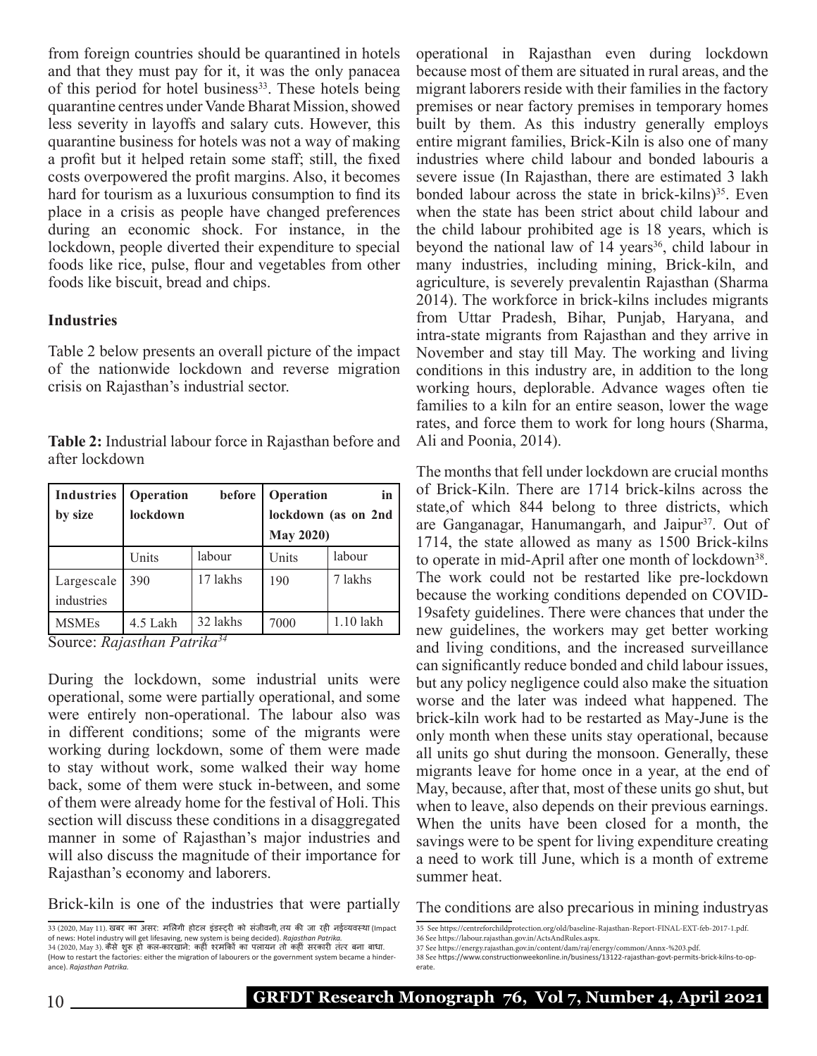from foreign countries should be quarantined in hotels and that they must pay for it, it was the only panacea of this period for hotel business[33]. These hotels being quarantine centres under Vande Bharat Mission, showed less severity in layoffs and salary cuts. However, this quarantine business for hotels was not a way of making a profit but it helped retain some staff; still, the fixed costs overpowered the profit margins. Also, it becomes hard for tourism as a luxurious consumption to find its place in a crisis as people have changed preferences during an economic shock. For instance, in the lockdown, people diverted their expenditure to special foods like rice, pulse, flour and vegetables from other foods like biscuit, bread and chips.

### Industries

Table 2 below presents an overall picture of the impact of the nationwide lockdown and reverse migration crisis on Rajasthan's industrial sector.

**Table 2:** Industrial labour force in Rajasthan before and after lockdown

| Industries by size | Operation before lockdown | | Operation in lockdown (as on 2nd May 2020) | |
|---|---|---|---|---|
| | Units | labour | Units | labour |
| Largescale industries | 390 | 17 lakhs | 190 | 7 lakhs |
| MSMEs | 4.5 Lakh | 32 lakhs | 7000 | 1.10 lakh |

Source: *Rajasthan Patrika*[34]

During the lockdown, some industrial units were operational, some were partially operational, and some were entirely non-operational. The labour also was in different conditions; some of the migrants were working during lockdown, some of them were made to stay without work, some walked their way home back, some of them were stuck in-between, and some of them were already home for the festival of Holi. This section will discuss these conditions in a disaggregated manner in some of Rajasthan's major industries and will also discuss the magnitude of their importance for Rajasthan's economy and laborers.

Brick-kiln is one of the industries that were partially operational in Rajasthan even during lockdown because most of them are situated in rural areas, and the migrant laborers reside with their families in the factory premises or near factory premises in temporary homes built by them. As this industry generally employs entire migrant families, Brick-Kiln is also one of many industries where child labour and bonded labouris a severe issue (In Rajasthan, there are estimated 3 lakh bonded labour across the state in brick-kilns)[35]. Even when the state has been strict about child labour and the child labour prohibited age is 18 years, which is beyond the national law of 14 years[36], child labour in many industries, including mining, Brick-kiln, and agriculture, is severely prevalentin Rajasthan (Sharma 2014). The workforce in brick-kilns includes migrants from Uttar Pradesh, Bihar, Punjab, Haryana, and intra-state migrants from Rajasthan and they arrive in November and stay till May. The working and living conditions in this industry are, in addition to the long working hours, deplorable. Advance wages often tie families to a kiln for an entire season, lower the wage rates, and force them to work for long hours (Sharma, Ali and Poonia, 2014).

The months that fell under lockdown are crucial months of Brick-Kiln. There are 1714 brick-kilns across the state,of which 844 belong to three districts, which are Ganganagar, Hanumangarh, and Jaipur[37]. Out of 1714, the state allowed as many as 1500 Brick-kilns to operate in mid-April after one month of lockdown[38]. The work could not be restarted like pre-lockdown because the working conditions depended on COVID-19safety guidelines. There were chances that under the new guidelines, the workers may get better working and living conditions, and the increased surveillance can significantly reduce bonded and child labour issues, but any policy negligence could also make the situation worse and the later was indeed what happened. The brick-kiln work had to be restarted as May-June is the only month when these units stay operational, because all units go shut during the monsoon. Generally, these migrants leave for home once in a year, at the end of May, because, after that, most of these units go shut, but when to leave, also depends on their previous earnings. When the units have been closed for a month, the savings were to be spent for living expenditure creating a need to work till June, which is a month of extreme summer heat.

The conditions are also precarious in mining industryas

---

33 (2020, May 11). खबर का असर: मिलेगी होटल इंडस्ट्री को संजीवनी, तय की जा रही नईव्यवस्था (Impact of news: Hotel industry will get lifesaving, new system is being decided). *Rajasthan Patrika.*

34 (2020, May 3). कैसे शुरू हों कल-कारखाने: कहीं श्रमिकों का पलायन तो कहीं सरकारी तंत्र बना बाधा. (How to restart the factories: either the migration of labourers or the government system became a hinderance). *Rajasthan Patrika.*

35 See https://centreforchildprotection.org/old/baseline-Rajasthan-Report-FINAL-EXT-feb-2017-1.pdf.

36 See https://labour.rajasthan.gov.in/ActsAndRules.aspx.

37 See https://energy.rajasthan.gov.in/content/dam/raj/energy/common/Annx-%203.pdf.

38 See https://www.constructionweekonline.in/business/13122-rajasthan-govt-permits-brick-kilns-to-operate.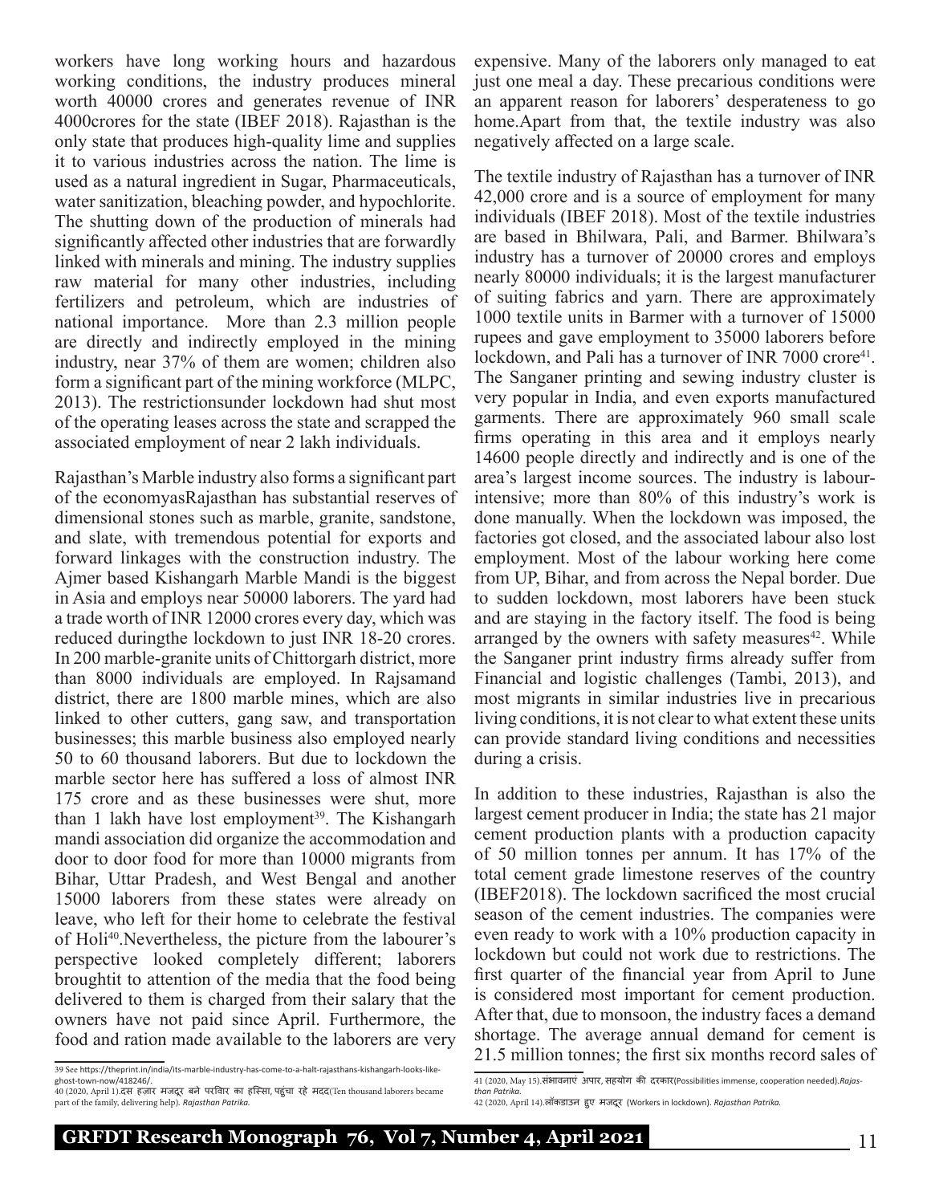workers have long working hours and hazardous working conditions, the industry produces mineral worth 40000 crores and generates revenue of INR 4000crores for the state (IBEF 2018). Rajasthan is the only state that produces high-quality lime and supplies it to various industries across the nation. The lime is used as a natural ingredient in Sugar, Pharmaceuticals, water sanitization, bleaching powder, and hypochlorite. The shutting down of the production of minerals had significantly affected other industries that are forwardly linked with minerals and mining. The industry supplies raw material for many other industries, including fertilizers and petroleum, which are industries of national importance. More than 2.3 million people are directly and indirectly employed in the mining industry, near 37% of them are women; children also form a significant part of the mining workforce (MLPC, 2013). The restrictionsunder lockdown had shut most of the operating leases across the state and scrapped the associated employment of near 2 lakh individuals.

Rajasthan's Marble industry also forms a significant part of the economyasRajasthan has substantial reserves of dimensional stones such as marble, granite, sandstone, and slate, with tremendous potential for exports and forward linkages with the construction industry. The Ajmer based Kishangarh Marble Mandi is the biggest in Asia and employs near 50000 laborers. The yard had a trade worth of INR 12000 crores every day, which was reduced duringthe lockdown to just INR 18-20 crores. In 200 marble-granite units of Chittorgarh district, more than 8000 individuals are employed. In Rajsamand district, there are 1800 marble mines, which are also linked to other cutters, gang saw, and transportation businesses; this marble business also employed nearly 50 to 60 thousand laborers. But due to lockdown the marble sector here has suffered a loss of almost INR 175 crore and as these businesses were shut, more than 1 lakh have lost employment[39]. The Kishangarh mandi association did organize the accommodation and door to door food for more than 10000 migrants from Bihar, Uttar Pradesh, and West Bengal and another 15000 laborers from these states were already on leave, who left for their home to celebrate the festival of Holi[40].Nevertheless, the picture from the labourer's perspective looked completely different; laborers broughtit to attention of the media that the food being delivered to them is charged from their salary that the owners have not paid since April. Furthermore, the food and ration made available to the laborers are very expensive. Many of the laborers only managed to eat just one meal a day. These precarious conditions were an apparent reason for laborers' desperateness to go home.Apart from that, the textile industry was also negatively affected on a large scale.

The textile industry of Rajasthan has a turnover of INR 42,000 crore and is a source of employment for many individuals (IBEF 2018). Most of the textile industries are based in Bhilwara, Pali, and Barmer. Bhilwara's industry has a turnover of 20000 crores and employs nearly 80000 individuals; it is the largest manufacturer of suiting fabrics and yarn. There are approximately 1000 textile units in Barmer with a turnover of 15000 rupees and gave employment to 35000 laborers before lockdown, and Pali has a turnover of INR 7000 crore[41]. The Sanganer printing and sewing industry cluster is very popular in India, and even exports manufactured garments. There are approximately 960 small scale firms operating in this area and it employs nearly 14600 people directly and indirectly and is one of the area's largest income sources. The industry is labour-intensive; more than 80% of this industry's work is done manually. When the lockdown was imposed, the factories got closed, and the associated labour also lost employment. Most of the labour working here come from UP, Bihar, and from across the Nepal border. Due to sudden lockdown, most laborers have been stuck and are staying in the factory itself. The food is being arranged by the owners with safety measures[42]. While the Sanganer print industry firms already suffer from Financial and logistic challenges (Tambi, 2013), and most migrants in similar industries live in precarious living conditions, it is not clear to what extent these units can provide standard living conditions and necessities during a crisis.

In addition to these industries, Rajasthan is also the largest cement producer in India; the state has 21 major cement production plants with a production capacity of 50 million tonnes per annum. It has 17% of the total cement grade limestone reserves of the country (IBEF2018). The lockdown sacrificed the most crucial season of the cement industries. The companies were even ready to work with a 10% production capacity in lockdown but could not work due to restrictions. The first quarter of the financial year from April to June is considered most important for cement production. After that, due to monsoon, the industry faces a demand shortage. The average annual demand for cement is 21.5 million tonnes; the first six months record sales of

---

39 See https://theprint.in/india/its-marble-industry-has-come-to-a-halt-rajasthans-kishangarh-looks-like-ghost-town-now/418246/.

40 (2020, April 1).दस हज़ार मजदूर बने परिवार का हिस्सा, पहुंचा रहे मदद(Ten thousand laborers became part of the family, delivering help). *Rajasthan Patrika.*

41 (2020, May 15).संभावनाएं अपार, सहयोग की दरकार(Possibilities immense, cooperation needed).*Rajasthan Patrika.*

42 (2020, April 14).लॉकडाउन हुए मजदूर (Workers in lockdown). *Rajasthan Patrika.*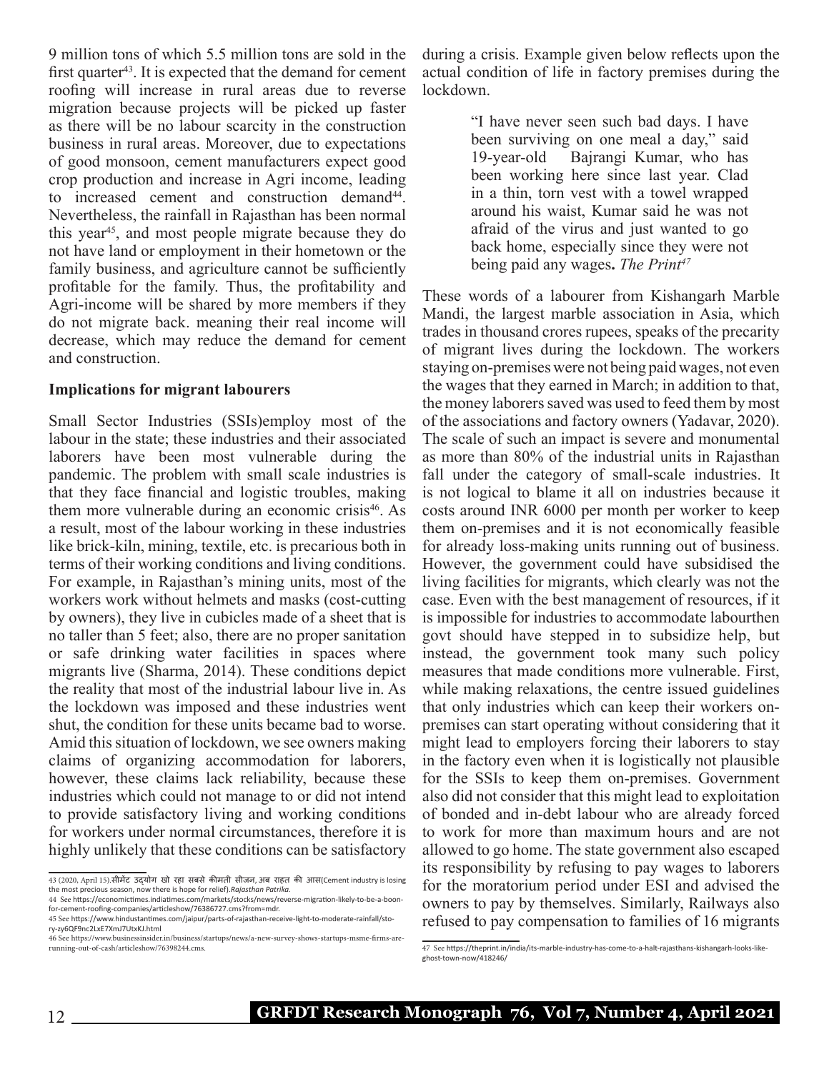9 million tons of which 5.5 million tons are sold in the first quarter[43]. It is expected that the demand for cement roofing will increase in rural areas due to reverse migration because projects will be picked up faster as there will be no labour scarcity in the construction business in rural areas. Moreover, due to expectations of good monsoon, cement manufacturers expect good crop production and increase in Agri income, leading to increased cement and construction demand[44]. Nevertheless, the rainfall in Rajasthan has been normal this year[45], and most people migrate because they do not have land or employment in their hometown or the family business, and agriculture cannot be sufficiently profitable for the family. Thus, the profitability and Agri-income will be shared by more members if they do not migrate back. meaning their real income will decrease, which may reduce the demand for cement and construction.

**Implications for migrant labourers**

Small Sector Industries (SSIs)employ most of the labour in the state; these industries and their associated laborers have been most vulnerable during the pandemic. The problem with small scale industries is that they face financial and logistic troubles, making them more vulnerable during an economic crisis[46]. As a result, most of the labour working in these industries like brick-kiln, mining, textile, etc. is precarious both in terms of their working conditions and living conditions. For example, in Rajasthan's mining units, most of the workers work without helmets and masks (cost-cutting by owners), they live in cubicles made of a sheet that is no taller than 5 feet; also, there are no proper sanitation or safe drinking water facilities in spaces where migrants live (Sharma, 2014). These conditions depict the reality that most of the industrial labour live in. As the lockdown was imposed and these industries went shut, the condition for these units became bad to worse. Amid this situation of lockdown, we see owners making claims of organizing accommodation for laborers, however, these claims lack reliability, because these industries which could not manage to or did not intend to provide satisfactory living and working conditions for workers under normal circumstances, therefore it is highly unlikely that these conditions can be satisfactory during a crisis. Example given below reflects upon the actual condition of life in factory premises during the lockdown.

> "I have never seen such bad days. I have been surviving on one meal a day," said 19-year-old Bajrangi Kumar, who has been working here since last year. Clad in a thin, torn vest with a towel wrapped around his waist, Kumar said he was not afraid of the virus and just wanted to go back home, especially since they were not being paid any wages**.** *The Print*[47]

These words of a labourer from Kishangarh Marble Mandi, the largest marble association in Asia, which trades in thousand crores rupees, speaks of the precarity of migrant lives during the lockdown. The workers staying on-premises were not being paid wages, not even the wages that they earned in March; in addition to that, the money laborers saved was used to feed them by most of the associations and factory owners (Yadavar, 2020). The scale of such an impact is severe and monumental as more than 80% of the industrial units in Rajasthan fall under the category of small-scale industries. It is not logical to blame it all on industries because it costs around INR 6000 per month per worker to keep them on-premises and it is not economically feasible for already loss-making units running out of business. However, the government could have subsidised the living facilities for migrants, which clearly was not the case. Even with the best management of resources, if it is impossible for industries to accommodate labourthen govt should have stepped in to subsidize help, but instead, the government took many such policy measures that made conditions more vulnerable. First, while making relaxations, the centre issued guidelines that only industries which can keep their workers on-premises can start operating without considering that it might lead to employers forcing their laborers to stay in the factory even when it is logistically not plausible for the SSIs to keep them on-premises. Government also did not consider that this might lead to exploitation of bonded and in-debt labour who are already forced to work for more than maximum hours and are not allowed to go home. The state government also escaped its responsibility by refusing to pay wages to laborers for the moratorium period under ESI and advised the owners to pay by themselves. Similarly, Railways also refused to pay compensation to families of 16 migrants

---

43 (2020, April 15).सीमेंट उद्योग खो रहा सबसे कीमती सीजन, अब राहत की आस(Cement industry is losing the most precious season, now there is hope for relief).*Rajasthan Patrika.*

44 See https://economictimes.indiatimes.com/markets/stocks/news/reverse-migration-likely-to-be-a-boon-for-cement-roofing-companies/articleshow/76386727.cms?from=mdr.

45 See https://www.hindustantimes.com/jaipur/parts-of-rajasthan-receive-light-to-moderate-rainfall/story-zy6QF9nc2LxE7XmJ7UtxKJ.html

46 See https://www.businessinsider.in/business/startups/news/a-new-survey-shows-startups-msme-firms-are-running-out-of-cash/articleshow/76398244.cms.

47 See https://theprint.in/india/its-marble-industry-has-come-to-a-halt-rajasthans-kishangarh-looks-like-ghost-town-now/418246/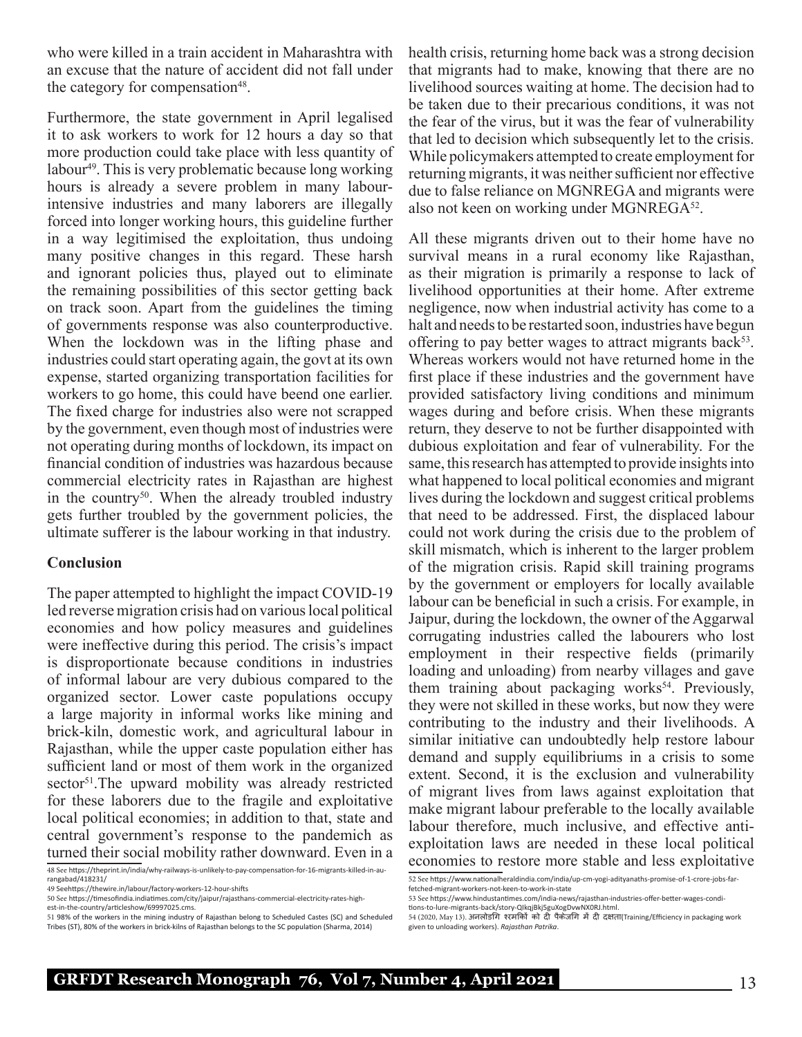who were killed in a train accident in Maharashtra with an excuse that the nature of accident did not fall under the category for compensation[48].

Furthermore, the state government in April legalised it to ask workers to work for 12 hours a day so that more production could take place with less quantity of labour[49]. This is very problematic because long working hours is already a severe problem in many labour-intensive industries and many laborers are illegally forced into longer working hours, this guideline further in a way legitimised the exploitation, thus undoing many positive changes in this regard. These harsh and ignorant policies thus, played out to eliminate the remaining possibilities of this sector getting back on track soon. Apart from the guidelines the timing of governments response was also counterproductive. When the lockdown was in the lifting phase and industries could start operating again, the govt at its own expense, started organizing transportation facilities for workers to go home, this could have beend one earlier. The fixed charge for industries also were not scrapped by the government, even though most of industries were not operating during months of lockdown, its impact on financial condition of industries was hazardous because commercial electricity rates in Rajasthan are highest in the country[50]. When the already troubled industry gets further troubled by the government policies, the ultimate sufferer is the labour working in that industry.

## Conclusion

The paper attempted to highlight the impact COVID-19 led reverse migration crisis had on various local political economies and how policy measures and guidelines were ineffective during this period. The crisis's impact is disproportionate because conditions in industries of informal labour are very dubious compared to the organized sector. Lower caste populations occupy a large majority in informal works like mining and brick-kiln, domestic work, and agricultural labour in Rajasthan, while the upper caste population either has sufficient land or most of them work in the organized sector[51].The upward mobility was already restricted for these laborers due to the fragile and exploitative local political economies; in addition to that, state and central government's response to the pandemich as turned their social mobility rather downward. Even in a health crisis, returning home back was a strong decision that migrants had to make, knowing that there are no livelihood sources waiting at home. The decision had to be taken due to their precarious conditions, it was not the fear of the virus, but it was the fear of vulnerability that led to decision which subsequently let to the crisis. While policymakers attempted to create employment for returning migrants, it was neither sufficient nor effective due to false reliance on MGNREGA and migrants were also not keen on working under MGNREGA[52].

All these migrants driven out to their home have no survival means in a rural economy like Rajasthan, as their migration is primarily a response to lack of livelihood opportunities at their home. After extreme negligence, now when industrial activity has come to a halt and needs to be restarted soon, industries have begun offering to pay better wages to attract migrants back[53]. Whereas workers would not have returned home in the first place if these industries and the government have provided satisfactory living conditions and minimum wages during and before crisis. When these migrants return, they deserve to not be further disappointed with dubious exploitation and fear of vulnerability. For the same, this research has attempted to provide insights into what happened to local political economies and migrant lives during the lockdown and suggest critical problems that need to be addressed. First, the displaced labour could not work during the crisis due to the problem of skill mismatch, which is inherent to the larger problem of the migration crisis. Rapid skill training programs by the government or employers for locally available labour can be beneficial in such a crisis. For example, in Jaipur, during the lockdown, the owner of the Aggarwal corrugating industries called the labourers who lost employment in their respective fields (primarily loading and unloading) from nearby villages and gave them training about packaging works[54]. Previously, they were not skilled in these works, but now they were contributing to the industry and their livelihoods. A similar initiative can undoubtedly help restore labour demand and supply equilibriums in a crisis to some extent. Second, it is the exclusion and vulnerability of migrant lives from laws against exploitation that make migrant labour preferable to the locally available labour therefore, much inclusive, and effective anti-exploitation laws are needed in these local political economies to restore more stable and less exploitative

---

48 See https://theprint.in/india/why-railways-is-unlikely-to-pay-compensation-for-16-migrants-killed-in-aurangabad/418231/

49 Seehttps://thewire.in/labour/factory-workers-12-hour-shifts

50 See https://timesofindia.indiatimes.com/city/jaipur/rajasthans-commercial-electricity-rates-highest-in-the-country/articleshow/69997025.cms.

51 98% of the workers in the mining industry of Rajasthan belong to Scheduled Castes (SC) and Scheduled Tribes (ST), 80% of the workers in brick-kilns of Rajasthan belongs to the SC population (Sharma, 2014)

52 See https://www.nationalheraldindia.com/india/up-cm-yogi-adityanaths-promise-of-1-crore-jobs-far-fetched-migrant-workers-not-keen-to-work-in-state

53 See https://www.hindustantimes.com/india-news/rajasthan-industries-offer-better-wages-conditions-to-lure-migrants-back/story-QIkqjBkj5guXogDvwNX0RJ.html.

54 (2020, May 13). अनलोडिंग श्रमिकों को दी पैकेजिंग में दी दक्षता(Training/Efficiency in packaging work given to unloading workers). *Rajasthan Patrika*.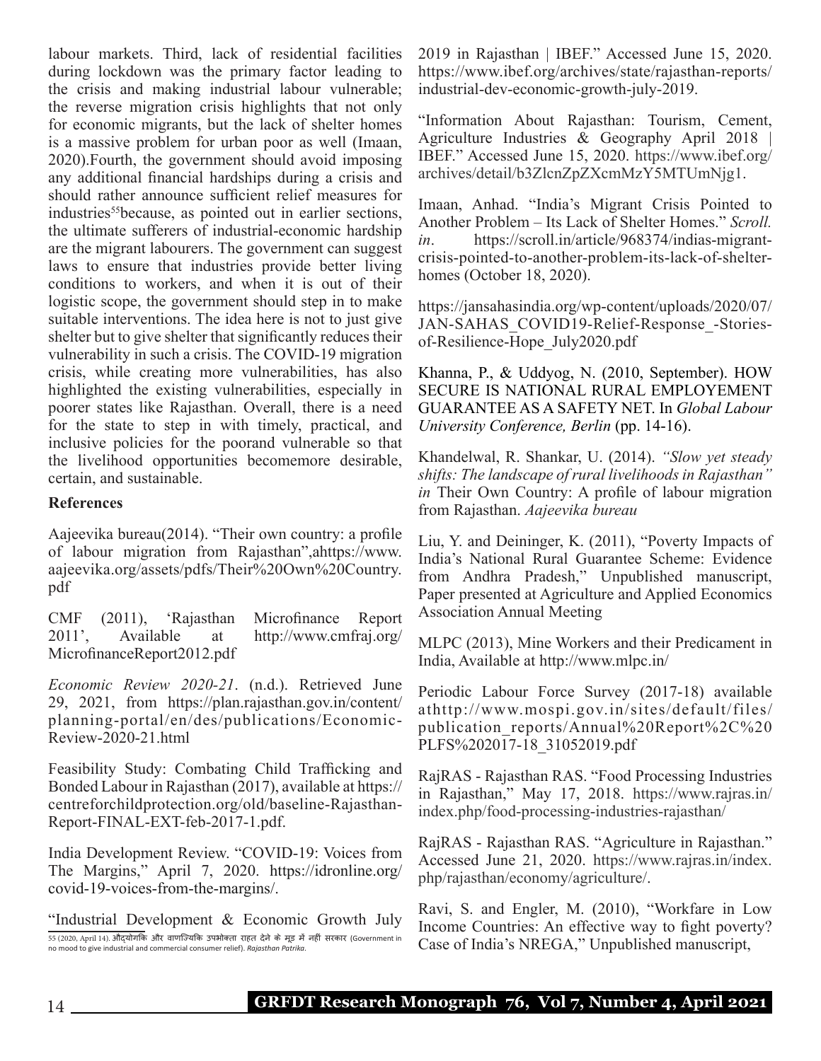labour markets. Third, lack of residential facilities during lockdown was the primary factor leading to the crisis and making industrial labour vulnerable; the reverse migration crisis highlights that not only for economic migrants, but the lack of shelter homes is a massive problem for urban poor as well (Imaan, 2020).Fourth, the government should avoid imposing any additional financial hardships during a crisis and should rather announce sufficient relief measures for industries[55]because, as pointed out in earlier sections, the ultimate sufferers of industrial-economic hardship are the migrant labourers. The government can suggest laws to ensure that industries provide better living conditions to workers, and when it is out of their logistic scope, the government should step in to make suitable interventions. The idea here is not to just give shelter but to give shelter that significantly reduces their vulnerability in such a crisis. The COVID-19 migration crisis, while creating more vulnerabilities, has also highlighted the existing vulnerabilities, especially in poorer states like Rajasthan. Overall, there is a need for the state to step in with timely, practical, and inclusive policies for the poorand vulnerable so that the livelihood opportunities becomemore desirable, certain, and sustainable.

## References

Aajeevika bureau(2014). "Their own country: a profile of labour migration from Rajasthan",ahttps://www.aajeevika.org/assets/pdfs/Their%20Own%20Country.pdf

CMF (2011), 'Rajasthan Microfinance Report 2011', Available at http://www.cmfraj.org/MicrofinanceReport2012.pdf

*Economic Review 2020-21*. (n.d.). Retrieved June 29, 2021, from https://plan.rajasthan.gov.in/content/planning-portal/en/des/publications/Economic-Review-2020-21.html

Feasibility Study: Combating Child Trafficking and Bonded Labour in Rajasthan (2017), available at https://centreforchildprotection.org/old/baseline-Rajasthan-Report-FINAL-EXT-feb-2017-1.pdf.

India Development Review. "COVID-19: Voices from The Margins," April 7, 2020. https://idronline.org/covid-19-voices-from-the-margins/.

"Industrial Development & Economic Growth July 2019 in Rajasthan | IBEF." Accessed June 15, 2020. https://www.ibef.org/archives/state/rajasthan-reports/industrial-dev-economic-growth-july-2019.

"Information About Rajasthan: Tourism, Cement, Agriculture Industries & Geography April 2018 | IBEF." Accessed June 15, 2020. https://www.ibef.org/archives/detail/b3ZlcnZpZXcmMzY5MTUmNjg1.

Imaan, Anhad. "India's Migrant Crisis Pointed to Another Problem – Its Lack of Shelter Homes." *Scroll.in*. https://scroll.in/article/968374/indias-migrant-crisis-pointed-to-another-problem-its-lack-of-shelter-homes (October 18, 2020).

https://jansahasindia.org/wp-content/uploads/2020/07/JAN-SAHAS_COVID19-Relief-Response_-Stories-of-Resilience-Hope_July2020.pdf

Khanna, P., & Uddyog, N. (2010, September). HOW SECURE IS NATIONAL RURAL EMPLOYEMENT GUARANTEE AS A SAFETY NET. In *Global Labour University Conference, Berlin* (pp. 14-16).

Khandelwal, R. Shankar, U. (2014). *"Slow yet steady shifts: The landscape of rural livelihoods in Rajasthan" in* Their Own Country: A profile of labour migration from Rajasthan. *Aajeevika bureau*

Liu, Y. and Deininger, K. (2011), "Poverty Impacts of India's National Rural Guarantee Scheme: Evidence from Andhra Pradesh," Unpublished manuscript, Paper presented at Agriculture and Applied Economics Association Annual Meeting

MLPC (2013), Mine Workers and their Predicament in India, Available at http://www.mlpc.in/

Periodic Labour Force Survey (2017-18) available athttp://www.mospi.gov.in/sites/default/files/publication_reports/Annual%20Report%2C%20PLFS%202017-18_31052019.pdf

RajRAS - Rajasthan RAS. "Food Processing Industries in Rajasthan," May 17, 2018. https://www.rajras.in/index.php/food-processing-industries-rajasthan/

RajRAS - Rajasthan RAS. "Agriculture in Rajasthan." Accessed June 21, 2020. https://www.rajras.in/index.php/rajasthan/economy/agriculture/.

Ravi, S. and Engler, M. (2010), "Workfare in Low Income Countries: An effective way to fight poverty? Case of India's NREGA," Unpublished manuscript,

55 (2020, April 14). औद्योगिक और वाणिज्यिक उपभोक्ता राहत देने के मूड में नहीं सरकार (Government in no mood to give industrial and commercial consumer relief). *Rajasthan Patrika*.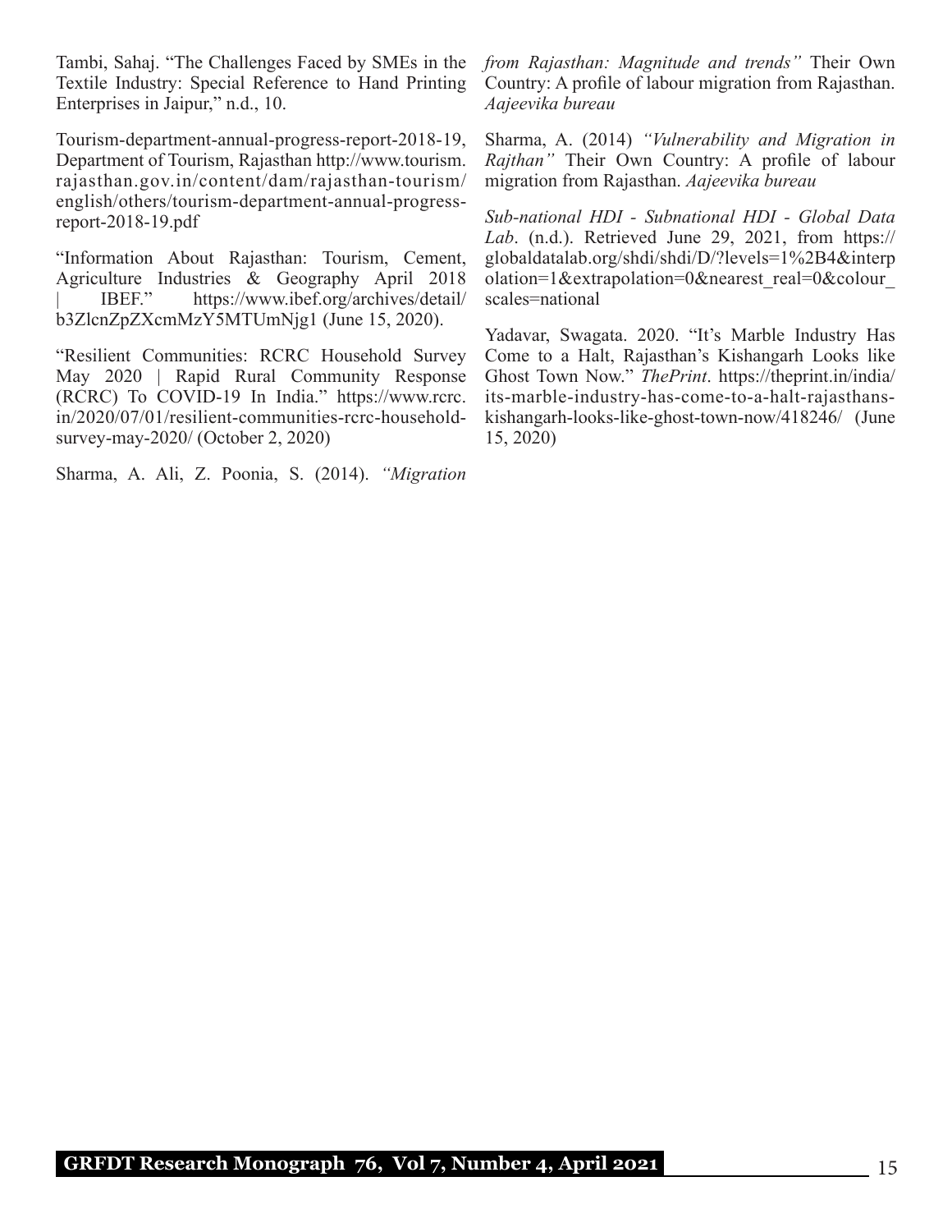Tambi, Sahaj. "The Challenges Faced by SMEs in the Textile Industry: Special Reference to Hand Printing Enterprises in Jaipur," n.d., 10.

Tourism-department-annual-progress-report-2018-19, Department of Tourism, Rajasthan http://www.tourism.rajasthan.gov.in/content/dam/rajasthan-tourism/english/others/tourism-department-annual-progress-report-2018-19.pdf

"Information About Rajasthan: Tourism, Cement, Agriculture Industries & Geography April 2018 | IBEF." https://www.ibef.org/archives/detail/b3ZlcnZpZXcmMzY5MTUmNjg1 (June 15, 2020).

"Resilient Communities: RCRC Household Survey May 2020 | Rapid Rural Community Response (RCRC) To COVID-19 In India." https://www.rcrc.in/2020/07/01/resilient-communities-rcrc-household-survey-may-2020/ (October 2, 2020)

Sharma, A. Ali, Z. Poonia, S. (2014). *"Migration from Rajasthan: Magnitude and trends"* Their Own Country: A profile of labour migration from Rajasthan. *Aajeevika bureau*

Sharma, A. (2014) *"Vulnerability and Migration in Rajthan"* Their Own Country: A profile of labour migration from Rajasthan. *Aajeevika bureau*

*Sub-national HDI - Subnational HDI - Global Data Lab*. (n.d.). Retrieved June 29, 2021, from https://globaldatalab.org/shdi/shdi/D/?levels=1%2B4&interpolation=1&extrapolation=0&nearest_real=0&colour_scales=national

Yadavar, Swagata. 2020. "It's Marble Industry Has Come to a Halt, Rajasthan's Kishangarh Looks like Ghost Town Now." *ThePrint*. https://theprint.in/india/its-marble-industry-has-come-to-a-halt-rajasthans-kishangarh-looks-like-ghost-town-now/418246/ (June 15, 2020)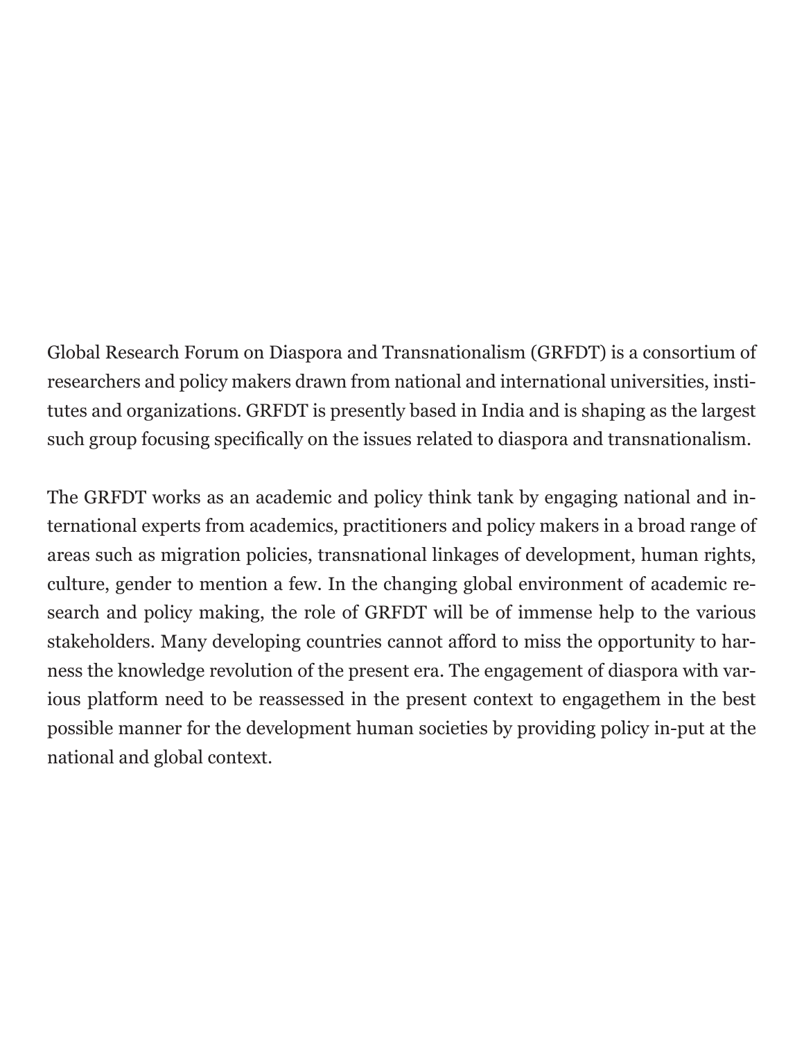Global Research Forum on Diaspora and Transnationalism (GRFDT) is a consortium of researchers and policy makers drawn from national and international universities, institutes and organizations. GRFDT is presently based in India and is shaping as the largest such group focusing specifically on the issues related to diaspora and transnationalism.

The GRFDT works as an academic and policy think tank by engaging national and international experts from academics, practitioners and policy makers in a broad range of areas such as migration policies, transnational linkages of development, human rights, culture, gender to mention a few. In the changing global environment of academic research and policy making, the role of GRFDT will be of immense help to the various stakeholders. Many developing countries cannot afford to miss the opportunity to harness the knowledge revolution of the present era. The engagement of diaspora with various platform need to be reassessed in the present context to engagethem in the best possible manner for the development human societies by providing policy in-put at the national and global context.